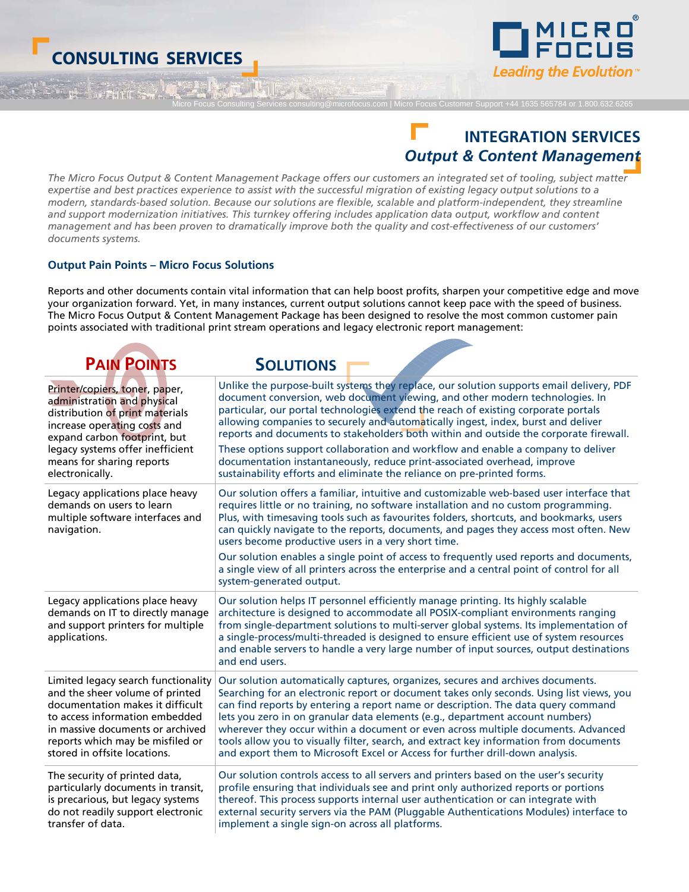# CONSULTING SERVICES

Micro Focus Consulting Services consulting@microfocus.com | Micro Focus Customer Support +44 1635 565784 or 1.800.632.6265

## INTEGRATION SERVICES
### *Output & Content Management*

*The Micro Focus Output & Content Management Package offers our customers an integrated set of tooling, subject matter expertise and best practices experience to assist with the successful migration of existing legacy output solutions to a modern, standards-based solution. Because our solutions are flexible, scalable and platform-independent, they streamline and support modernization initiatives. This turnkey offering includes application data output, workflow and content management and has been proven to dramatically improve both the quality and cost-effectiveness of our customers' documents systems.*

### Output Pain Points – Micro Focus Solutions

Reports and other documents contain vital information that can help boost profits, sharpen your competitive edge and move your organization forward. Yet, in many instances, current output solutions cannot keep pace with the speed of business. The Micro Focus Output & Content Management Package has been designed to resolve the most common customer pain points associated with traditional print stream operations and legacy electronic report management:

| PAIN POINTS | SOLUTIONS |
|---|---|
| Printer/copiers, toner, paper, administration and physical distribution of print materials increase operating costs and expand carbon footprint, but legacy systems offer inefficient means for sharing reports electronically. | Unlike the purpose-built systems they replace, our solution supports email delivery, PDF document conversion, web document viewing, and other modern technologies. In particular, our portal technologies extend the reach of existing corporate portals allowing companies to securely and automatically ingest, index, burst and deliver reports and documents to stakeholders both within and outside the corporate firewall.<br><br>These options support collaboration and workflow and enable a company to deliver documentation instantaneously, reduce print-associated overhead, improve sustainability efforts and eliminate the reliance on pre-printed forms. |
| Legacy applications place heavy demands on users to learn multiple software interfaces and navigation. | Our solution offers a familiar, intuitive and customizable web-based user interface that requires little or no training, no software installation and no custom programming. Plus, with timesaving tools such as favourites folders, shortcuts, and bookmarks, users can quickly navigate to the reports, documents, and pages they access most often. New users become productive users in a very short time.<br><br>Our solution enables a single point of access to frequently used reports and documents, a single view of all printers across the enterprise and a central point of control for all system-generated output. |
| Legacy applications place heavy demands on IT to directly manage and support printers for multiple applications. | Our solution helps IT personnel efficiently manage printing. Its highly scalable architecture is designed to accommodate all POSIX-compliant environments ranging from single-department solutions to multi-server global systems. Its implementation of a single-process/multi-threaded is designed to ensure efficient use of system resources and enable servers to handle a very large number of input sources, output destinations and end users. |
| Limited legacy search functionality and the sheer volume of printed documentation makes it difficult to access information embedded in massive documents or archived reports which may be misfiled or stored in offsite locations. | Our solution automatically captures, organizes, secures and archives documents. Searching for an electronic report or document takes only seconds. Using list views, you can find reports by entering a report name or description. The data query command lets you zero in on granular data elements (e.g., department account numbers) wherever they occur within a document or even across multiple documents. Advanced tools allow you to visually filter, search, and extract key information from documents and export them to Microsoft Excel or Access for further drill-down analysis. |
| The security of printed data, particularly documents in transit, is precarious, but legacy systems do not readily support electronic transfer of data. | Our solution controls access to all servers and printers based on the user's security profile ensuring that individuals see and print only authorized reports or portions thereof. This process supports internal user authentication or can integrate with external security servers via the PAM (Pluggable Authentications Modules) interface to implement a single sign-on across all platforms. |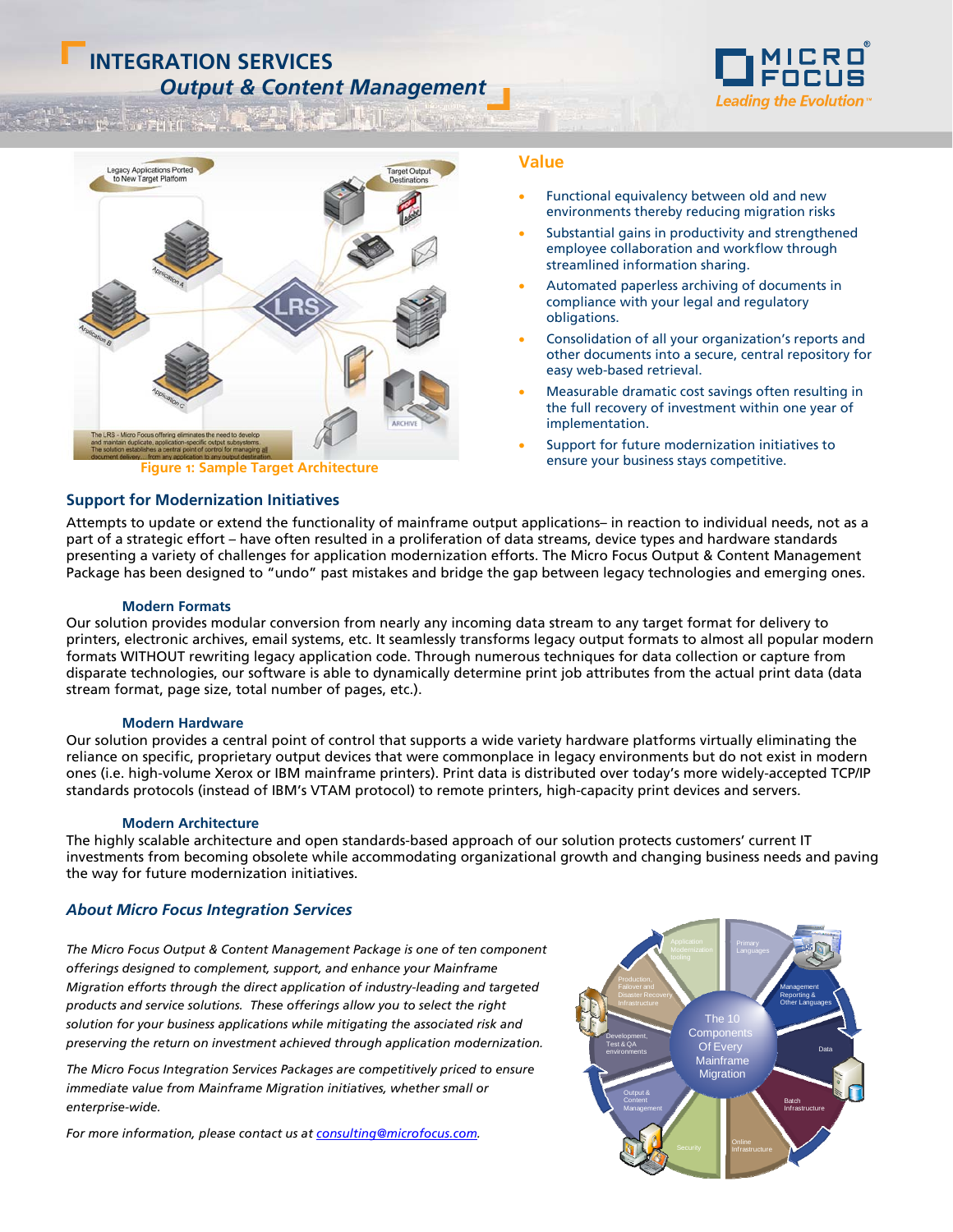# INTEGRATION SERVICES
## *Output & Content Management*

Figure 1: Sample Target Architecture

## Value

- Functional equivalency between old and new environments thereby reducing migration risks
- Substantial gains in productivity and strengthened employee collaboration and workflow through streamlined information sharing.
- Automated paperless archiving of documents in compliance with your legal and regulatory obligations.
- Consolidation of all your organization's reports and other documents into a secure, central repository for easy web-based retrieval.
- Measurable dramatic cost savings often resulting in the full recovery of investment within one year of implementation.
- Support for future modernization initiatives to ensure your business stays competitive.

## Support for Modernization Initiatives

Attempts to update or extend the functionality of mainframe output applications– in reaction to individual needs, not as a part of a strategic effort – have often resulted in a proliferation of data streams, device types and hardware standards presenting a variety of challenges for application modernization efforts. The Micro Focus Output & Content Management Package has been designed to "undo" past mistakes and bridge the gap between legacy technologies and emerging ones.

### Modern Formats

Our solution provides modular conversion from nearly any incoming data stream to any target format for delivery to printers, electronic archives, email systems, etc. It seamlessly transforms legacy output formats to almost all popular modern formats WITHOUT rewriting legacy application code. Through numerous techniques for data collection or capture from disparate technologies, our software is able to dynamically determine print job attributes from the actual print data (data stream format, page size, total number of pages, etc.).

### Modern Hardware

Our solution provides a central point of control that supports a wide variety hardware platforms virtually eliminating the reliance on specific, proprietary output devices that were commonplace in legacy environments but do not exist in modern ones (i.e. high-volume Xerox or IBM mainframe printers). Print data is distributed over today's more widely-accepted TCP/IP standards protocols (instead of IBM's VTAM protocol) to remote printers, high-capacity print devices and servers.

### Modern Architecture

The highly scalable architecture and open standards-based approach of our solution protects customers' current IT investments from becoming obsolete while accommodating organizational growth and changing business needs and paving the way for future modernization initiatives.

## *About Micro Focus Integration Services*

*The Micro Focus Output & Content Management Package is one of ten component offerings designed to complement, support, and enhance your Mainframe Migration efforts through the direct application of industry-leading and targeted products and service solutions. These offerings allow you to select the right solution for your business applications while mitigating the associated risk and preserving the return on investment achieved through application modernization.*

*The Micro Focus Integration Services Packages are competitively priced to ensure immediate value from Mainframe Migration initiatives, whether small or enterprise-wide.*

*For more information, please contact us at [consulting@microfocus.com](mailto:consulting@microfocus.com).*